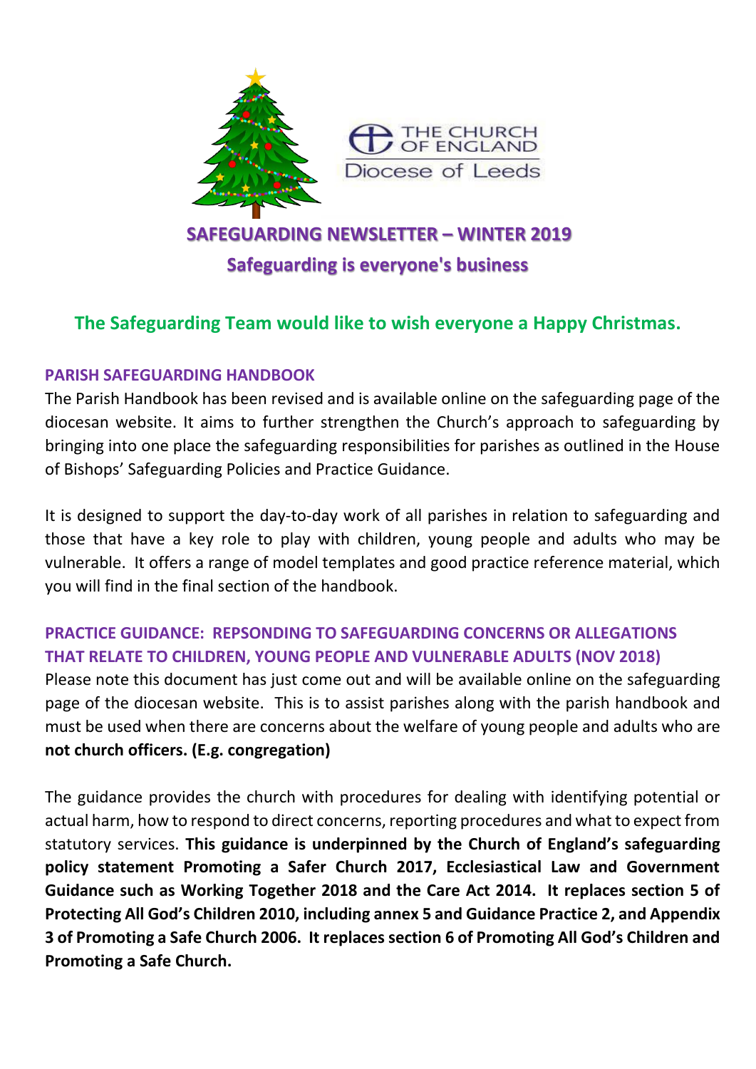THE CHURCH OF ENGLAND
Diocese of Leeds

# SAFEGUARDING NEWSLETTER – WINTER 2019

## Safeguarding is everyone's business

**The Safeguarding Team would like to wish everyone a Happy Christmas.**

### PARISH SAFEGUARDING HANDBOOK

The Parish Handbook has been revised and is available online on the safeguarding page of the diocesan website. It aims to further strengthen the Church's approach to safeguarding by bringing into one place the safeguarding responsibilities for parishes as outlined in the House of Bishops' Safeguarding Policies and Practice Guidance.

It is designed to support the day-to-day work of all parishes in relation to safeguarding and those that have a key role to play with children, young people and adults who may be vulnerable. It offers a range of model templates and good practice reference material, which you will find in the final section of the handbook.

### PRACTICE GUIDANCE: REPSONDING TO SAFEGUARDING CONCERNS OR ALLEGATIONS THAT RELATE TO CHILDREN, YOUNG PEOPLE AND VULNERABLE ADULTS (NOV 2018)

Please note this document has just come out and will be available online on the safeguarding page of the diocesan website. This is to assist parishes along with the parish handbook and must be used when there are concerns about the welfare of young people and adults who are **not church officers. (E.g. congregation)**

The guidance provides the church with procedures for dealing with identifying potential or actual harm, how to respond to direct concerns, reporting procedures and what to expect from statutory services. **This guidance is underpinned by the Church of England's safeguarding policy statement Promoting a Safer Church 2017, Ecclesiastical Law and Government Guidance such as Working Together 2018 and the Care Act 2014. It replaces section 5 of Protecting All God's Children 2010, including annex 5 and Guidance Practice 2, and Appendix 3 of Promoting a Safe Church 2006. It replaces section 6 of Promoting All God's Children and Promoting a Safe Church.**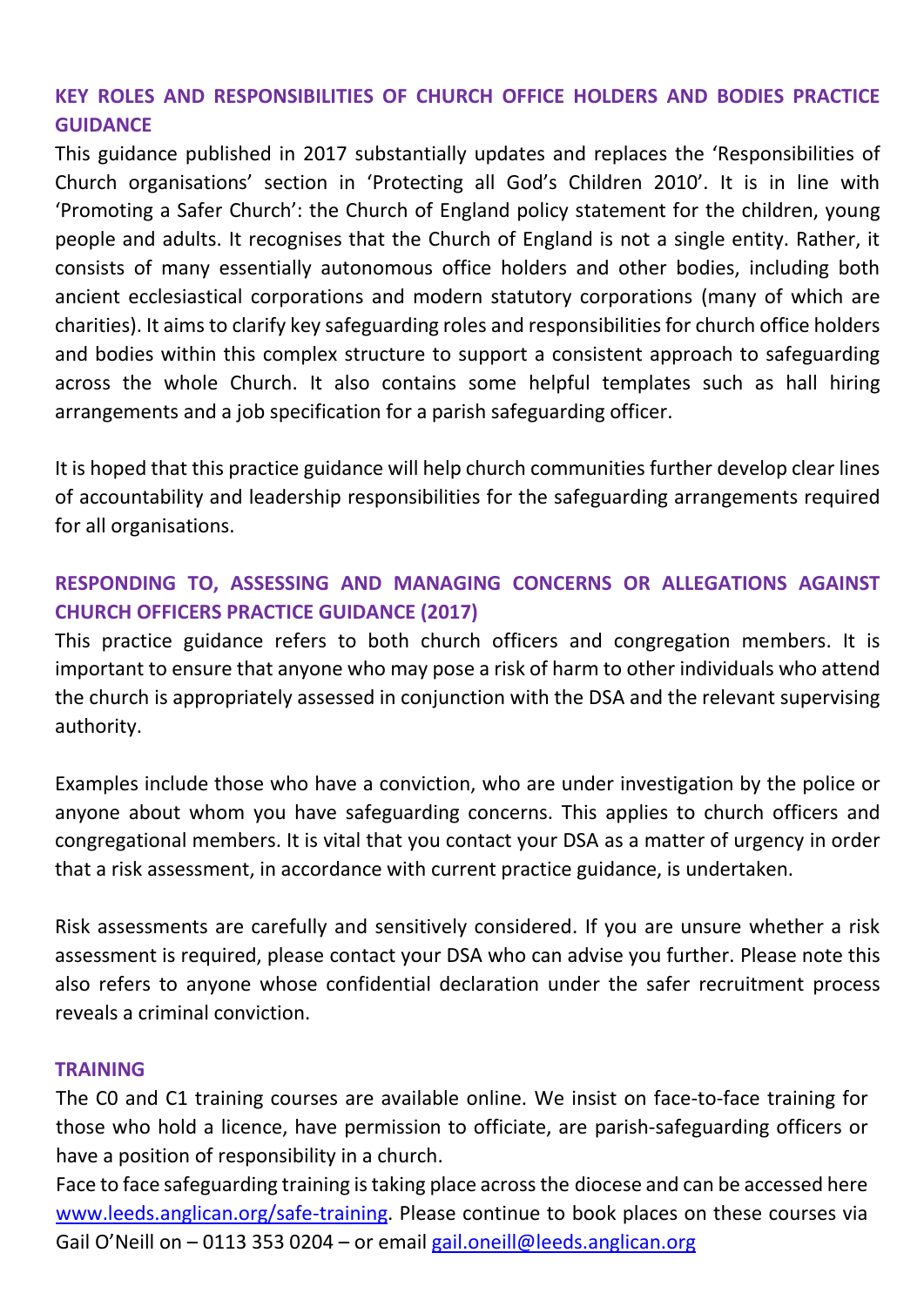## KEY ROLES AND RESPONSIBILITIES OF CHURCH OFFICE HOLDERS AND BODIES PRACTICE GUIDANCE

This guidance published in 2017 substantially updates and replaces the 'Responsibilities of Church organisations' section in 'Protecting all God's Children 2010'. It is in line with 'Promoting a Safer Church': the Church of England policy statement for the children, young people and adults. It recognises that the Church of England is not a single entity. Rather, it consists of many essentially autonomous office holders and other bodies, including both ancient ecclesiastical corporations and modern statutory corporations (many of which are charities). It aims to clarify key safeguarding roles and responsibilities for church office holders and bodies within this complex structure to support a consistent approach to safeguarding across the whole Church. It also contains some helpful templates such as hall hiring arrangements and a job specification for a parish safeguarding officer.

It is hoped that this practice guidance will help church communities further develop clear lines of accountability and leadership responsibilities for the safeguarding arrangements required for all organisations.

## RESPONDING TO, ASSESSING AND MANAGING CONCERNS OR ALLEGATIONS AGAINST CHURCH OFFICERS PRACTICE GUIDANCE (2017)

This practice guidance refers to both church officers and congregation members. It is important to ensure that anyone who may pose a risk of harm to other individuals who attend the church is appropriately assessed in conjunction with the DSA and the relevant supervising authority.

Examples include those who have a conviction, who are under investigation by the police or anyone about whom you have safeguarding concerns. This applies to church officers and congregational members. It is vital that you contact your DSA as a matter of urgency in order that a risk assessment, in accordance with current practice guidance, is undertaken.

Risk assessments are carefully and sensitively considered. If you are unsure whether a risk assessment is required, please contact your DSA who can advise you further. Please note this also refers to anyone whose confidential declaration under the safer recruitment process reveals a criminal conviction.

## TRAINING

The C0 and C1 training courses are available online. We insist on face-to-face training for those who hold a licence, have permission to officiate, are parish-safeguarding officers or have a position of responsibility in a church.

Face to face safeguarding training is taking place across the diocese and can be accessed here [www.leeds.anglican.org/safe-training](http://www.leeds.anglican.org/safe-training). Please continue to book places on these courses via Gail O'Neill on – 0113 353 0204 – or email [gail.oneill@leeds.anglican.org](mailto:gail.oneill@leeds.anglican.org)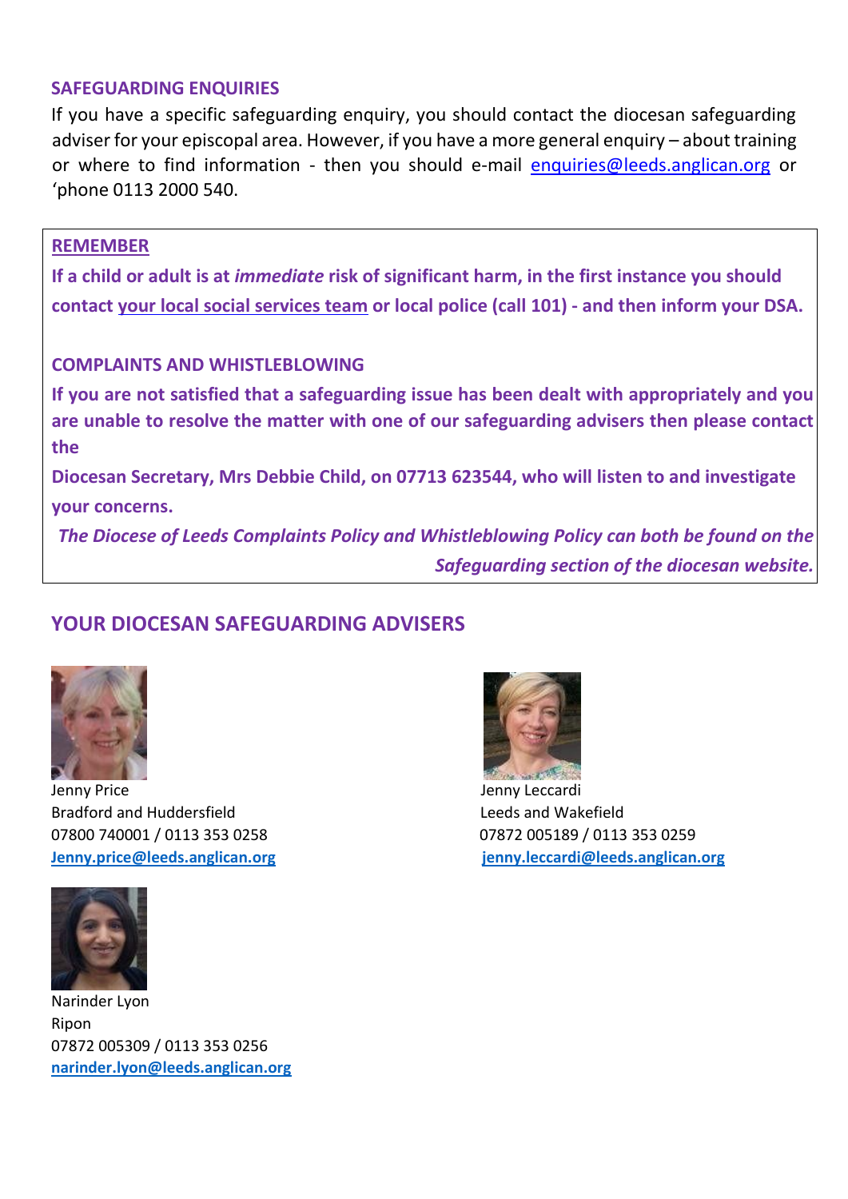## SAFEGUARDING ENQUIRIES

If you have a specific safeguarding enquiry, you should contact the diocesan safeguarding adviser for your episcopal area. However, if you have a more general enquiry – about training or where to find information - then you should e-mail enquiries@leeds.anglican.org or 'phone 0113 2000 540.

**REMEMBER**

**If a child or adult is at *immediate* risk of significant harm, in the first instance you should contact your local social services team or local police (call 101) - and then inform your DSA.**

**COMPLAINTS AND WHISTLEBLOWING**

**If you are not satisfied that a safeguarding issue has been dealt with appropriately and you are unable to resolve the matter with one of our safeguarding advisers then please contact the Diocesan Secretary, Mrs Debbie Child, on 07713 623544, who will listen to and investigate your concerns.**

***The Diocese of Leeds Complaints Policy and Whistleblowing Policy can both be found on the Safeguarding section of the diocesan website.***

## YOUR DIOCESAN SAFEGUARDING ADVISERS

Jenny Price
Bradford and Huddersfield
07800 740001 / 0113 353 0258
**Jenny.price@leeds.anglican.org**

Jenny Leccardi
Leeds and Wakefield
07872 005189 / 0113 353 0259
**jenny.leccardi@leeds.anglican.org**

Narinder Lyon
Ripon
07872 005309 / 0113 353 0256
**narinder.lyon@leeds.anglican.org**